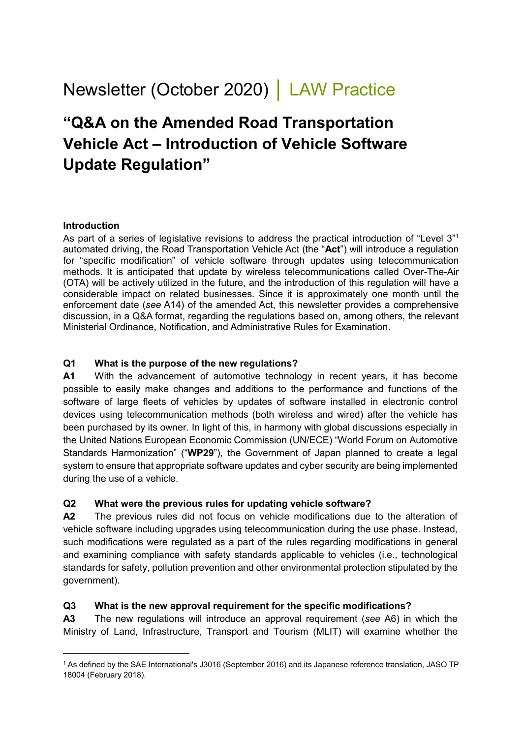# Newsletter (October 2020) │ LAW Practice

# "Q&A on the Amended Road Transportation Vehicle Act – Introduction of Vehicle Software Update Regulation"

**Introduction**

As part of a series of legislative revisions to address the practical introduction of "Level 3"[1] automated driving, the Road Transportation Vehicle Act (the "**Act**") will introduce a regulation for "specific modification" of vehicle software through updates using telecommunication methods. It is anticipated that update by wireless telecommunications called Over-The-Air (OTA) will be actively utilized in the future, and the introduction of this regulation will have a considerable impact on related businesses. Since it is approximately one month until the enforcement date (*see* A14) of the amended Act, this newsletter provides a comprehensive discussion, in a Q&A format, regarding the regulations based on, among others, the relevant Ministerial Ordinance, Notification, and Administrative Rules for Examination.

**Q1 What is the purpose of the new regulations?**

**A1** With the advancement of automotive technology in recent years, it has become possible to easily make changes and additions to the performance and functions of the software of large fleets of vehicles by updates of software installed in electronic control devices using telecommunication methods (both wireless and wired) after the vehicle has been purchased by its owner. In light of this, in harmony with global discussions especially in the United Nations European Economic Commission (UN/ECE) "World Forum on Automotive Standards Harmonization" ("**WP29**"), the Government of Japan planned to create a legal system to ensure that appropriate software updates and cyber security are being implemented during the use of a vehicle.

**Q2 What were the previous rules for updating vehicle software?**

**A2** The previous rules did not focus on vehicle modifications due to the alteration of vehicle software including upgrades using telecommunication during the use phase. Instead, such modifications were regulated as a part of the rules regarding modifications in general and examining compliance with safety standards applicable to vehicles (i.e., technological standards for safety, pollution prevention and other environmental protection stipulated by the government).

**Q3 What is the new approval requirement for the specific modifications?**

**A3** The new regulations will introduce an approval requirement (*see* A6) in which the Ministry of Land, Infrastructure, Transport and Tourism (MLIT) will examine whether the

---

[1] As defined by the SAE International's J3016 (September 2016) and its Japanese reference translation, JASO TP 18004 (February 2018).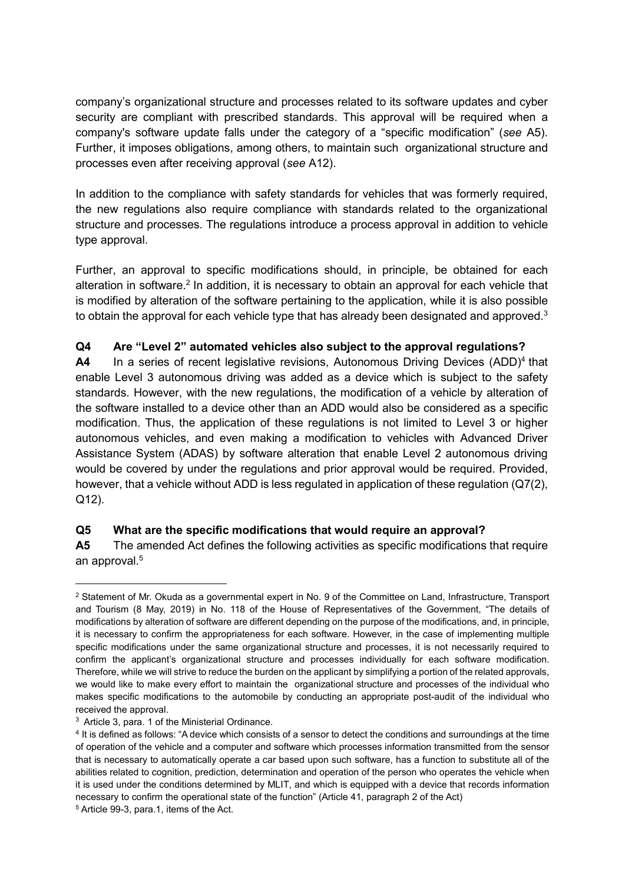company's organizational structure and processes related to its software updates and cyber security are compliant with prescribed standards. This approval will be required when a company's software update falls under the category of a "specific modification" (*see* A5). Further, it imposes obligations, among others, to maintain such organizational structure and processes even after receiving approval (*see* A12).

In addition to the compliance with safety standards for vehicles that was formerly required, the new regulations also require compliance with standards related to the organizational structure and processes. The regulations introduce a process approval in addition to vehicle type approval.

Further, an approval to specific modifications should, in principle, be obtained for each alteration in software.[2] In addition, it is necessary to obtain an approval for each vehicle that is modified by alteration of the software pertaining to the application, while it is also possible to obtain the approval for each vehicle type that has already been designated and approved.[3]

**Q4 Are "Level 2" automated vehicles also subject to the approval regulations?**

**A4** In a series of recent legislative revisions, Autonomous Driving Devices (ADD)[4] that enable Level 3 autonomous driving was added as a device which is subject to the safety standards. However, with the new regulations, the modification of a vehicle by alteration of the software installed to a device other than an ADD would also be considered as a specific modification. Thus, the application of these regulations is not limited to Level 3 or higher autonomous vehicles, and even making a modification to vehicles with Advanced Driver Assistance System (ADAS) by software alteration that enable Level 2 autonomous driving would be covered by under the regulations and prior approval would be required. Provided, however, that a vehicle without ADD is less regulated in application of these regulation (Q7(2), Q12).

**Q5 What are the specific modifications that would require an approval?**

**A5** The amended Act defines the following activities as specific modifications that require an approval.[5]

---

[2] Statement of Mr. Okuda as a governmental expert in No. 9 of the Committee on Land, Infrastructure, Transport and Tourism (8 May, 2019) in No. 118 of the House of Representatives of the Government, "The details of modifications by alteration of software are different depending on the purpose of the modifications, and, in principle, it is necessary to confirm the appropriateness for each software. However, in the case of implementing multiple specific modifications under the same organizational structure and processes, it is not necessarily required to confirm the applicant's organizational structure and processes individually for each software modification. Therefore, while we will strive to reduce the burden on the applicant by simplifying a portion of the related approvals, we would like to make every effort to maintain the organizational structure and processes of the individual who makes specific modifications to the automobile by conducting an appropriate post-audit of the individual who received the approval.

[3] Article 3, para. 1 of the Ministerial Ordinance.

[4] It is defined as follows: "A device which consists of a sensor to detect the conditions and surroundings at the time of operation of the vehicle and a computer and software which processes information transmitted from the sensor that is necessary to automatically operate a car based upon such software, has a function to substitute all of the abilities related to cognition, prediction, determination and operation of the person who operates the vehicle when it is used under the conditions determined by MLIT, and which is equipped with a device that records information necessary to confirm the operational state of the function" (Article 41, paragraph 2 of the Act)

[5] Article 99-3, para.1, items of the Act.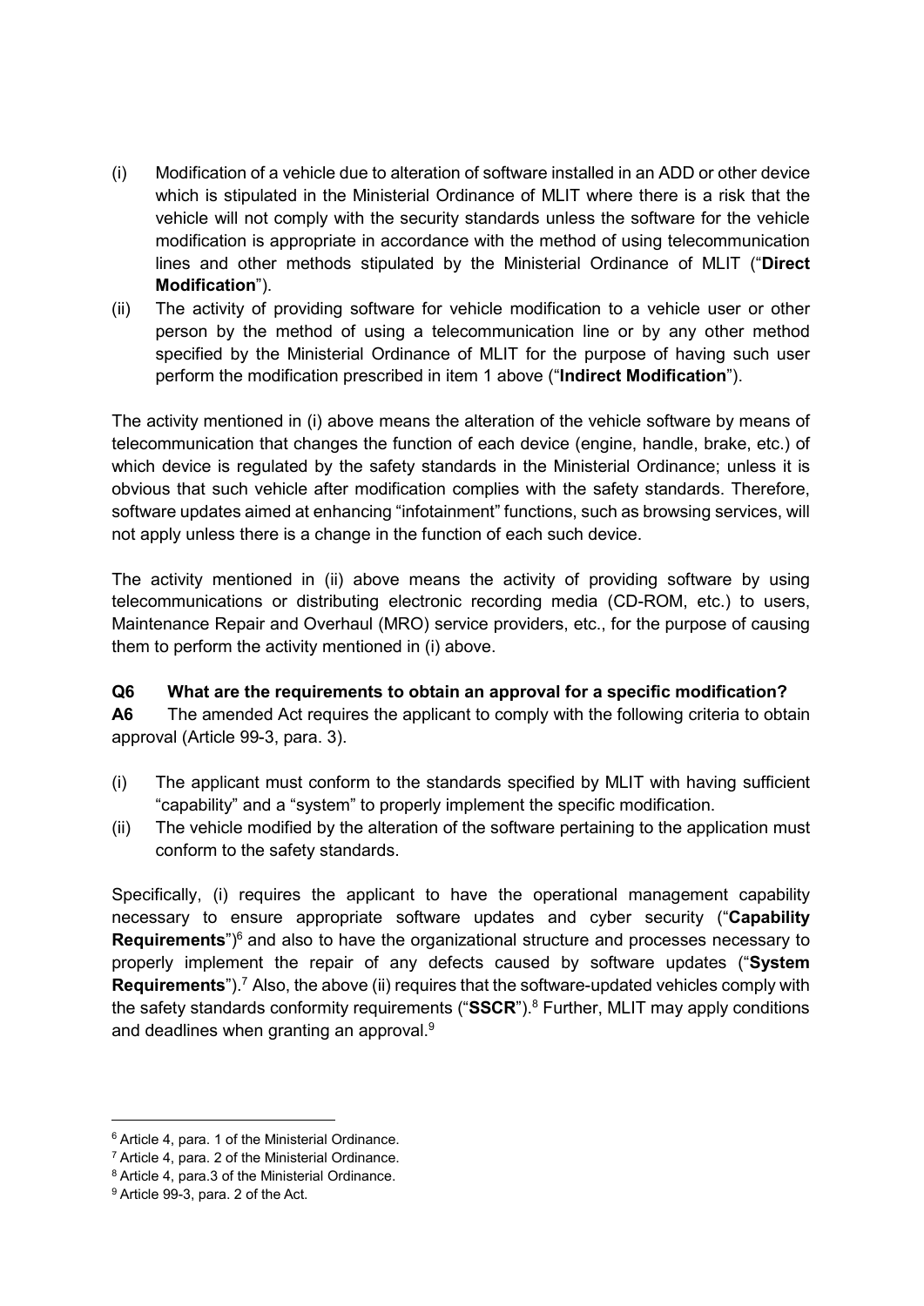(i) Modification of a vehicle due to alteration of software installed in an ADD or other device which is stipulated in the Ministerial Ordinance of MLIT where there is a risk that the vehicle will not comply with the security standards unless the software for the vehicle modification is appropriate in accordance with the method of using telecommunication lines and other methods stipulated by the Ministerial Ordinance of MLIT ("**Direct Modification**").

(ii) The activity of providing software for vehicle modification to a vehicle user or other person by the method of using a telecommunication line or by any other method specified by the Ministerial Ordinance of MLIT for the purpose of having such user perform the modification prescribed in item 1 above ("**Indirect Modification**").

The activity mentioned in (i) above means the alteration of the vehicle software by means of telecommunication that changes the function of each device (engine, handle, brake, etc.) of which device is regulated by the safety standards in the Ministerial Ordinance; unless it is obvious that such vehicle after modification complies with the safety standards. Therefore, software updates aimed at enhancing "infotainment" functions, such as browsing services, will not apply unless there is a change in the function of each such device.

The activity mentioned in (ii) above means the activity of providing software by using telecommunications or distributing electronic recording media (CD-ROM, etc.) to users, Maintenance Repair and Overhaul (MRO) service providers, etc., for the purpose of causing them to perform the activity mentioned in (i) above.

**Q6 What are the requirements to obtain an approval for a specific modification?**

**A6** The amended Act requires the applicant to comply with the following criteria to obtain approval (Article 99-3, para. 3).

(i) The applicant must conform to the standards specified by MLIT with having sufficient "capability" and a "system" to properly implement the specific modification.

(ii) The vehicle modified by the alteration of the software pertaining to the application must conform to the safety standards.

Specifically, (i) requires the applicant to have the operational management capability necessary to ensure appropriate software updates and cyber security ("**Capability Requirements**")[6] and also to have the organizational structure and processes necessary to properly implement the repair of any defects caused by software updates ("**System Requirements**").[7] Also, the above (ii) requires that the software-updated vehicles comply with the safety standards conformity requirements ("**SSCR**").[8] Further, MLIT may apply conditions and deadlines when granting an approval.[9]

---

[6] Article 4, para. 1 of the Ministerial Ordinance.

[7] Article 4, para. 2 of the Ministerial Ordinance.

[8] Article 4, para.3 of the Ministerial Ordinance.

[9] Article 99-3, para. 2 of the Act.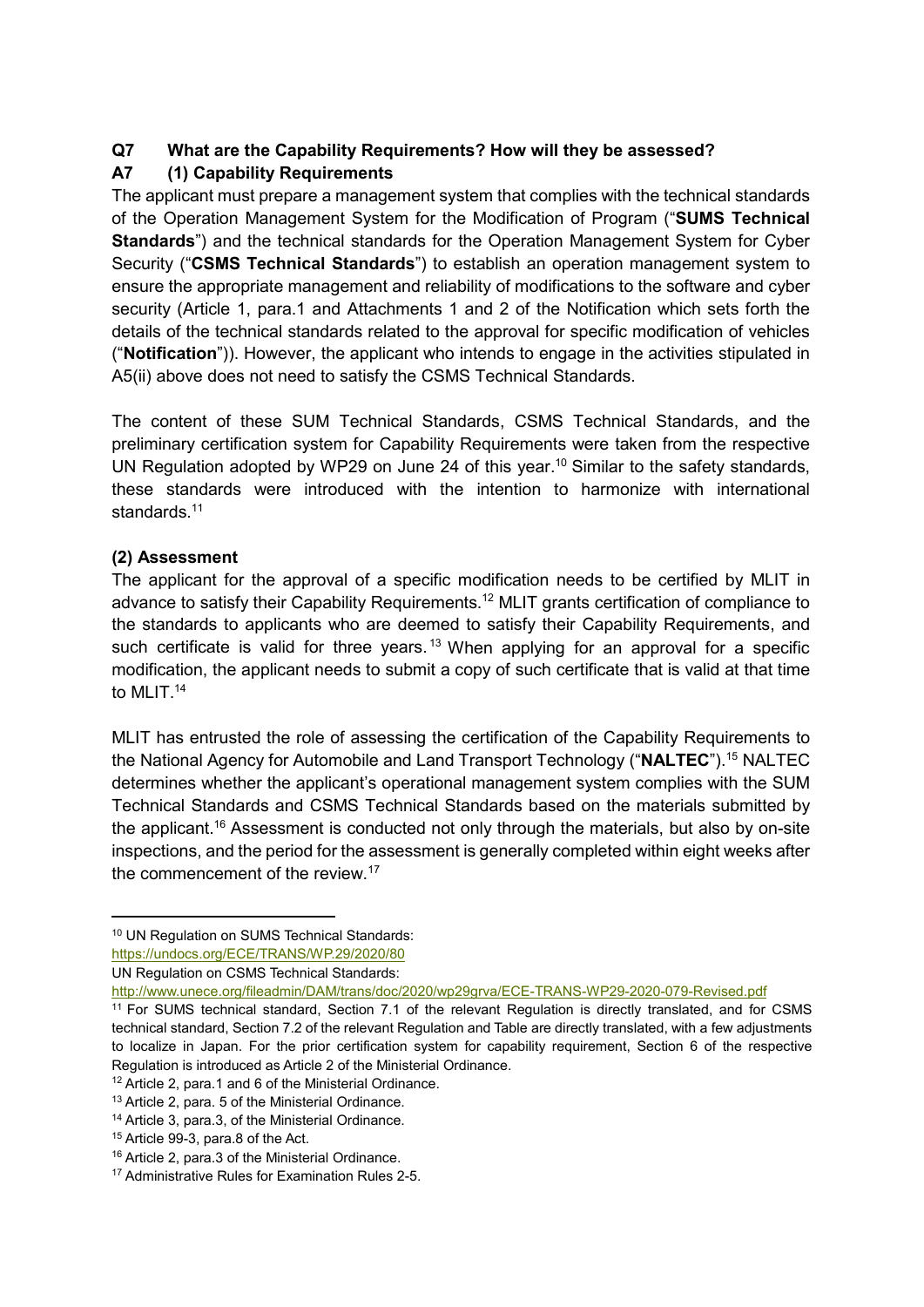**Q7 What are the Capability Requirements? How will they be assessed?**

**A7 (1) Capability Requirements**

The applicant must prepare a management system that complies with the technical standards of the Operation Management System for the Modification of Program ("**SUMS Technical Standards**") and the technical standards for the Operation Management System for Cyber Security ("**CSMS Technical Standards**") to establish an operation management system to ensure the appropriate management and reliability of modifications to the software and cyber security (Article 1, para.1 and Attachments 1 and 2 of the Notification which sets forth the details of the technical standards related to the approval for specific modification of vehicles ("**Notification**")). However, the applicant who intends to engage in the activities stipulated in A5(ii) above does not need to satisfy the CSMS Technical Standards.

The content of these SUM Technical Standards, CSMS Technical Standards, and the preliminary certification system for Capability Requirements were taken from the respective UN Regulation adopted by WP29 on June 24 of this year.[10] Similar to the safety standards, these standards were introduced with the intention to harmonize with international standards.[11]

**(2) Assessment**

The applicant for the approval of a specific modification needs to be certified by MLIT in advance to satisfy their Capability Requirements.[12] MLIT grants certification of compliance to the standards to applicants who are deemed to satisfy their Capability Requirements, and such certificate is valid for three years.[13] When applying for an approval for a specific modification, the applicant needs to submit a copy of such certificate that is valid at that time to MLIT.[14]

MLIT has entrusted the role of assessing the certification of the Capability Requirements to the National Agency for Automobile and Land Transport Technology ("**NALTEC**").[15] NALTEC determines whether the applicant's operational management system complies with the SUM Technical Standards and CSMS Technical Standards based on the materials submitted by the applicant.[16] Assessment is conducted not only through the materials, but also by on-site inspections, and the period for the assessment is generally completed within eight weeks after the commencement of the review.[17]

---

[10] UN Regulation on SUMS Technical Standards:
https://undocs.org/ECE/TRANS/WP.29/2020/80
UN Regulation on CSMS Technical Standards:
http://www.unece.org/fileadmin/DAM/trans/doc/2020/wp29grva/ECE-TRANS-WP29-2020-079-Revised.pdf

[11] For SUMS technical standard, Section 7.1 of the relevant Regulation is directly translated, and for CSMS technical standard, Section 7.2 of the relevant Regulation and Table are directly translated, with a few adjustments to localize in Japan. For the prior certification system for capability requirement, Section 6 of the respective Regulation is introduced as Article 2 of the Ministerial Ordinance.

[12] Article 2, para.1 and 6 of the Ministerial Ordinance.

[13] Article 2, para. 5 of the Ministerial Ordinance.

[14] Article 3, para.3, of the Ministerial Ordinance.

[15] Article 99-3, para.8 of the Act.

[16] Article 2, para.3 of the Ministerial Ordinance.

[17] Administrative Rules for Examination Rules 2-5.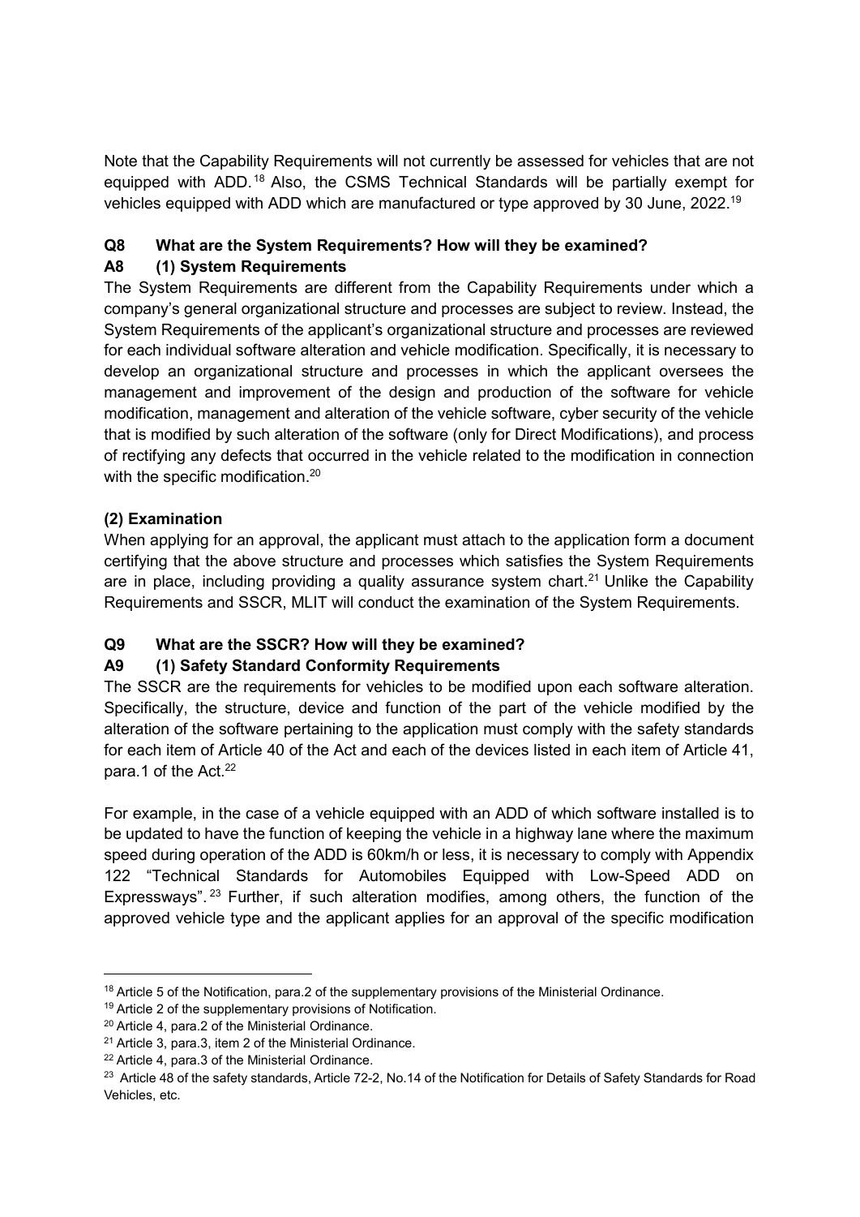Note that the Capability Requirements will not currently be assessed for vehicles that are not equipped with ADD.[18] Also, the CSMS Technical Standards will be partially exempt for vehicles equipped with ADD which are manufactured or type approved by 30 June, 2022.[19]

**Q8 What are the System Requirements? How will they be examined?**

**A8 (1) System Requirements**

The System Requirements are different from the Capability Requirements under which a company's general organizational structure and processes are subject to review. Instead, the System Requirements of the applicant's organizational structure and processes are reviewed for each individual software alteration and vehicle modification. Specifically, it is necessary to develop an organizational structure and processes in which the applicant oversees the management and improvement of the design and production of the software for vehicle modification, management and alteration of the vehicle software, cyber security of the vehicle that is modified by such alteration of the software (only for Direct Modifications), and process of rectifying any defects that occurred in the vehicle related to the modification in connection with the specific modification.[20]

**(2) Examination**

When applying for an approval, the applicant must attach to the application form a document certifying that the above structure and processes which satisfies the System Requirements are in place, including providing a quality assurance system chart.[21] Unlike the Capability Requirements and SSCR, MLIT will conduct the examination of the System Requirements.

**Q9 What are the SSCR? How will they be examined?**

**A9 (1) Safety Standard Conformity Requirements**

The SSCR are the requirements for vehicles to be modified upon each software alteration. Specifically, the structure, device and function of the part of the vehicle modified by the alteration of the software pertaining to the application must comply with the safety standards for each item of Article 40 of the Act and each of the devices listed in each item of Article 41, para.1 of the Act.[22]

For example, in the case of a vehicle equipped with an ADD of which software installed is to be updated to have the function of keeping the vehicle in a highway lane where the maximum speed during operation of the ADD is 60km/h or less, it is necessary to comply with Appendix 122 "Technical Standards for Automobiles Equipped with Low-Speed ADD on Expressways".[23] Further, if such alteration modifies, among others, the function of the approved vehicle type and the applicant applies for an approval of the specific modification

---

[18] Article 5 of the Notification, para.2 of the supplementary provisions of the Ministerial Ordinance.

[19] Article 2 of the supplementary provisions of Notification.

[20] Article 4, para.2 of the Ministerial Ordinance.

[21] Article 3, para.3, item 2 of the Ministerial Ordinance.

[22] Article 4, para.3 of the Ministerial Ordinance.

[23] Article 48 of the safety standards, Article 72-2, No.14 of the Notification for Details of Safety Standards for Road Vehicles, etc.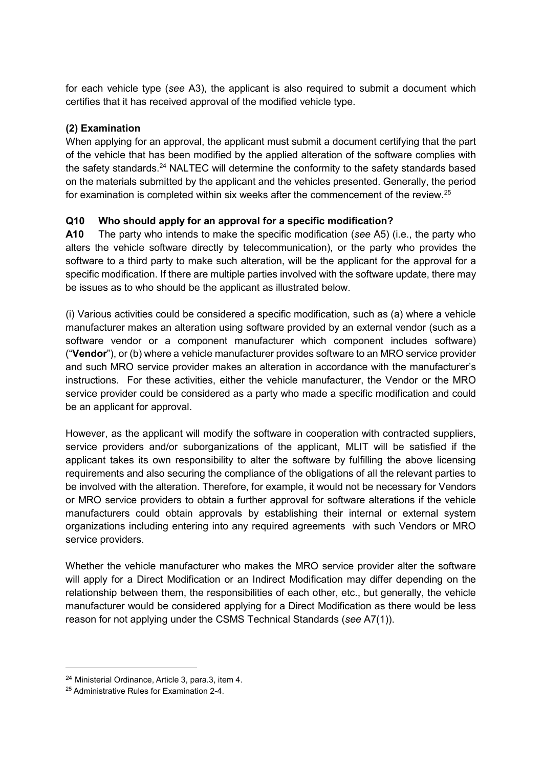for each vehicle type (*see* A3), the applicant is also required to submit a document which certifies that it has received approval of the modified vehicle type.

**(2) Examination**

When applying for an approval, the applicant must submit a document certifying that the part of the vehicle that has been modified by the applied alteration of the software complies with the safety standards.[24] NALTEC will determine the conformity to the safety standards based on the materials submitted by the applicant and the vehicles presented. Generally, the period for examination is completed within six weeks after the commencement of the review.[25]

**Q10 Who should apply for an approval for a specific modification?**

**A10** The party who intends to make the specific modification (*see* A5) (i.e., the party who alters the vehicle software directly by telecommunication), or the party who provides the software to a third party to make such alteration, will be the applicant for the approval for a specific modification. If there are multiple parties involved with the software update, there may be issues as to who should be the applicant as illustrated below.

(i) Various activities could be considered a specific modification, such as (a) where a vehicle manufacturer makes an alteration using software provided by an external vendor (such as a software vendor or a component manufacturer which component includes software) ("**Vendor**"), or (b) where a vehicle manufacturer provides software to an MRO service provider and such MRO service provider makes an alteration in accordance with the manufacturer's instructions. For these activities, either the vehicle manufacturer, the Vendor or the MRO service provider could be considered as a party who made a specific modification and could be an applicant for approval.

However, as the applicant will modify the software in cooperation with contracted suppliers, service providers and/or suborganizations of the applicant, MLIT will be satisfied if the applicant takes its own responsibility to alter the software by fulfilling the above licensing requirements and also securing the compliance of the obligations of all the relevant parties to be involved with the alteration. Therefore, for example, it would not be necessary for Vendors or MRO service providers to obtain a further approval for software alterations if the vehicle manufacturers could obtain approvals by establishing their internal or external system organizations including entering into any required agreements with such Vendors or MRO service providers.

Whether the vehicle manufacturer who makes the MRO service provider alter the software will apply for a Direct Modification or an Indirect Modification may differ depending on the relationship between them, the responsibilities of each other, etc., but generally, the vehicle manufacturer would be considered applying for a Direct Modification as there would be less reason for not applying under the CSMS Technical Standards (*see* A7(1)).

---

[24] Ministerial Ordinance, Article 3, para.3, item 4.

[25] Administrative Rules for Examination 2-4.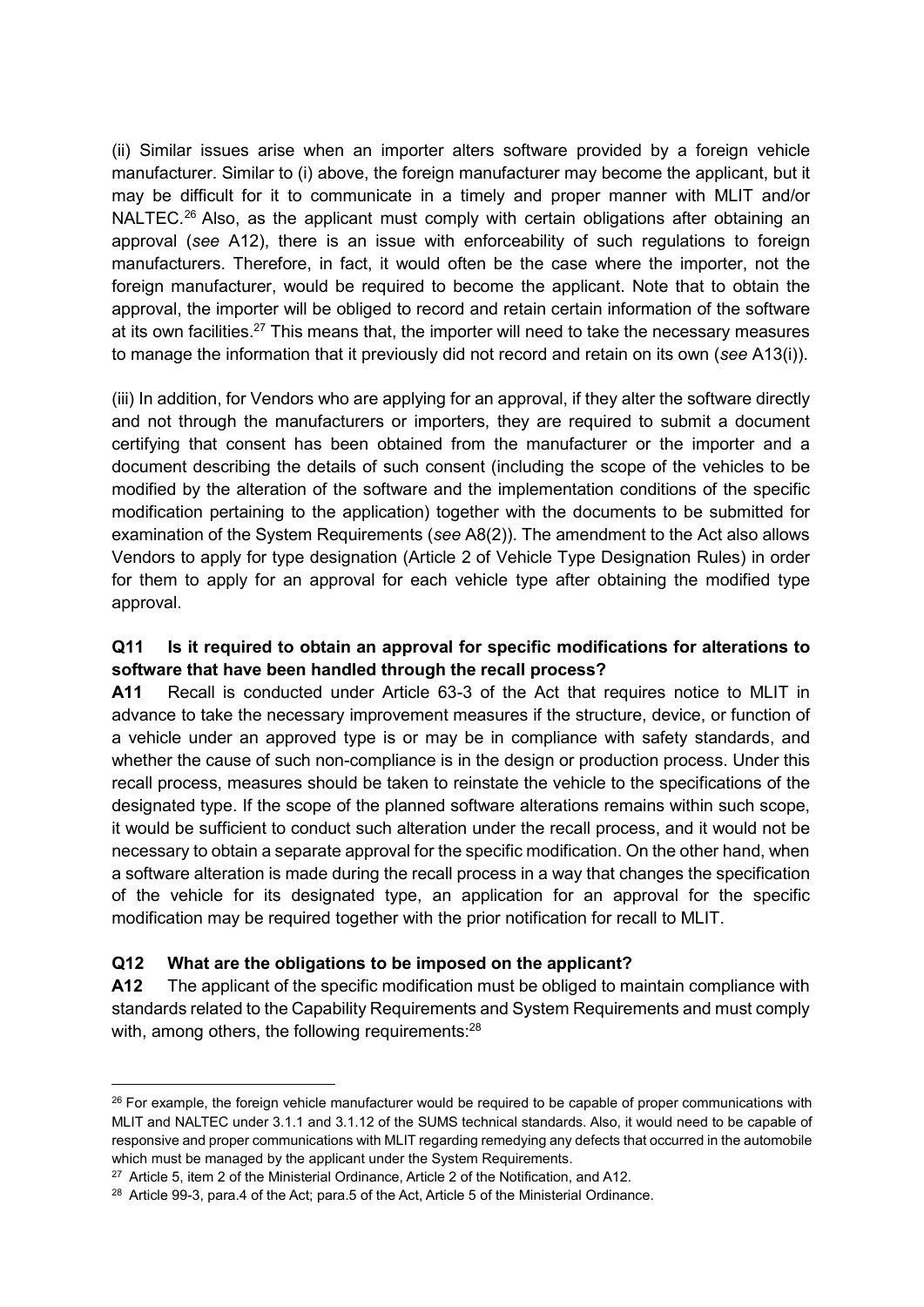(ii) Similar issues arise when an importer alters software provided by a foreign vehicle manufacturer. Similar to (i) above, the foreign manufacturer may become the applicant, but it may be difficult for it to communicate in a timely and proper manner with MLIT and/or NALTEC.[26] Also, as the applicant must comply with certain obligations after obtaining an approval (*see* A12), there is an issue with enforceability of such regulations to foreign manufacturers. Therefore, in fact, it would often be the case where the importer, not the foreign manufacturer, would be required to become the applicant. Note that to obtain the approval, the importer will be obliged to record and retain certain information of the software at its own facilities.[27] This means that, the importer will need to take the necessary measures to manage the information that it previously did not record and retain on its own (*see* A13(i)).

(iii) In addition, for Vendors who are applying for an approval, if they alter the software directly and not through the manufacturers or importers, they are required to submit a document certifying that consent has been obtained from the manufacturer or the importer and a document describing the details of such consent (including the scope of the vehicles to be modified by the alteration of the software and the implementation conditions of the specific modification pertaining to the application) together with the documents to be submitted for examination of the System Requirements (*see* A8(2)). The amendment to the Act also allows Vendors to apply for type designation (Article 2 of Vehicle Type Designation Rules) in order for them to apply for an approval for each vehicle type after obtaining the modified type approval.

**Q11 Is it required to obtain an approval for specific modifications for alterations to software that have been handled through the recall process?**

**A11** Recall is conducted under Article 63-3 of the Act that requires notice to MLIT in advance to take the necessary improvement measures if the structure, device, or function of a vehicle under an approved type is or may be in compliance with safety standards, and whether the cause of such non-compliance is in the design or production process. Under this recall process, measures should be taken to reinstate the vehicle to the specifications of the designated type. If the scope of the planned software alterations remains within such scope, it would be sufficient to conduct such alteration under the recall process, and it would not be necessary to obtain a separate approval for the specific modification. On the other hand, when a software alteration is made during the recall process in a way that changes the specification of the vehicle for its designated type, an application for an approval for the specific modification may be required together with the prior notification for recall to MLIT.

**Q12 What are the obligations to be imposed on the applicant?**

**A12** The applicant of the specific modification must be obliged to maintain compliance with standards related to the Capability Requirements and System Requirements and must comply with, among others, the following requirements:[28]

---

[26] For example, the foreign vehicle manufacturer would be required to be capable of proper communications with MLIT and NALTEC under 3.1.1 and 3.1.12 of the SUMS technical standards. Also, it would need to be capable of responsive and proper communications with MLIT regarding remedying any defects that occurred in the automobile which must be managed by the applicant under the System Requirements.

[27] Article 5, item 2 of the Ministerial Ordinance, Article 2 of the Notification, and A12.

[28] Article 99-3, para.4 of the Act; para.5 of the Act, Article 5 of the Ministerial Ordinance.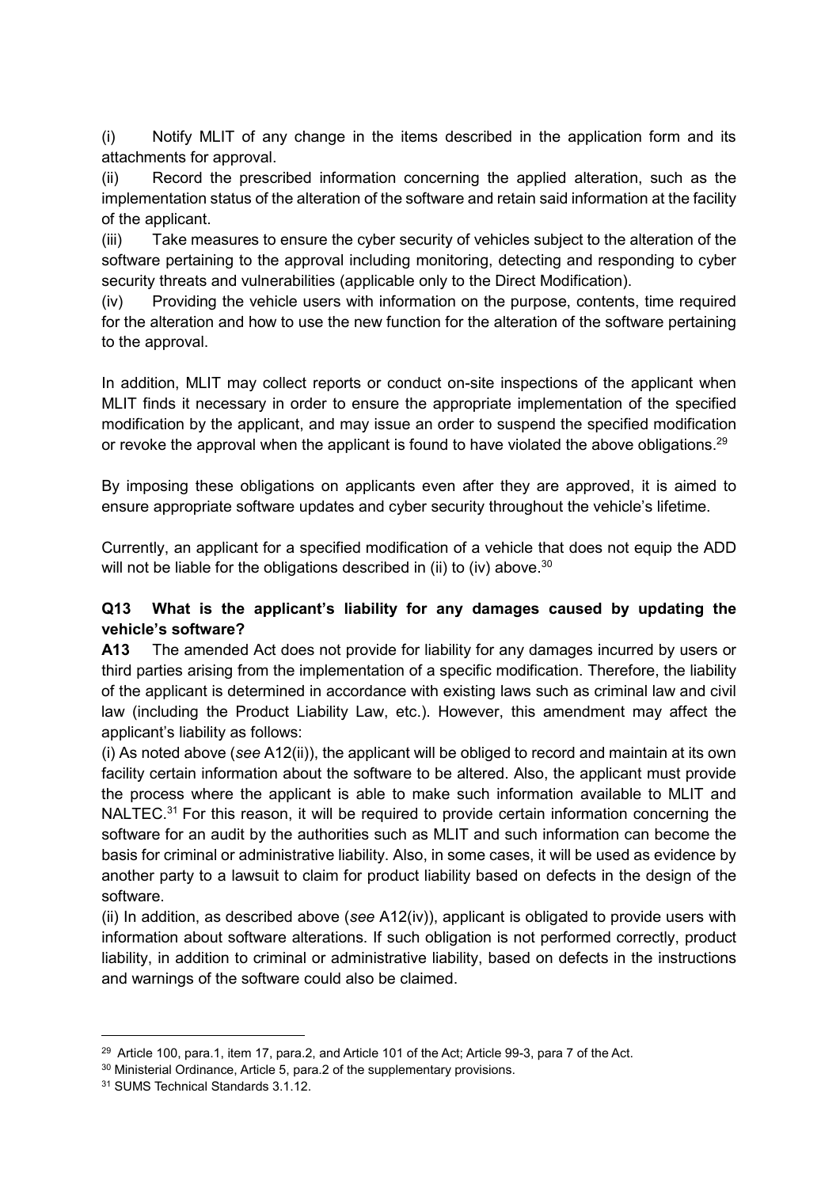(i) Notify MLIT of any change in the items described in the application form and its attachments for approval.

(ii) Record the prescribed information concerning the applied alteration, such as the implementation status of the alteration of the software and retain said information at the facility of the applicant.

(iii) Take measures to ensure the cyber security of vehicles subject to the alteration of the software pertaining to the approval including monitoring, detecting and responding to cyber security threats and vulnerabilities (applicable only to the Direct Modification).

(iv) Providing the vehicle users with information on the purpose, contents, time required for the alteration and how to use the new function for the alteration of the software pertaining to the approval.

In addition, MLIT may collect reports or conduct on-site inspections of the applicant when MLIT finds it necessary in order to ensure the appropriate implementation of the specified modification by the applicant, and may issue an order to suspend the specified modification or revoke the approval when the applicant is found to have violated the above obligations.[29]

By imposing these obligations on applicants even after they are approved, it is aimed to ensure appropriate software updates and cyber security throughout the vehicle's lifetime.

Currently, an applicant for a specified modification of a vehicle that does not equip the ADD will not be liable for the obligations described in (ii) to (iv) above.[30]

**Q13 What is the applicant's liability for any damages caused by updating the vehicle's software?**

**A13** The amended Act does not provide for liability for any damages incurred by users or third parties arising from the implementation of a specific modification. Therefore, the liability of the applicant is determined in accordance with existing laws such as criminal law and civil law (including the Product Liability Law, etc.). However, this amendment may affect the applicant's liability as follows:

(i) As noted above (*see* A12(ii)), the applicant will be obliged to record and maintain at its own facility certain information about the software to be altered. Also, the applicant must provide the process where the applicant is able to make such information available to MLIT and NALTEC.[31] For this reason, it will be required to provide certain information concerning the software for an audit by the authorities such as MLIT and such information can become the basis for criminal or administrative liability. Also, in some cases, it will be used as evidence by another party to a lawsuit to claim for product liability based on defects in the design of the software.

(ii) In addition, as described above (*see* A12(iv)), applicant is obligated to provide users with information about software alterations. If such obligation is not performed correctly, product liability, in addition to criminal or administrative liability, based on defects in the instructions and warnings of the software could also be claimed.

---

[29] Article 100, para.1, item 17, para.2, and Article 101 of the Act; Article 99-3, para 7 of the Act.

[30] Ministerial Ordinance, Article 5, para.2 of the supplementary provisions.

[31] SUMS Technical Standards 3.1.12.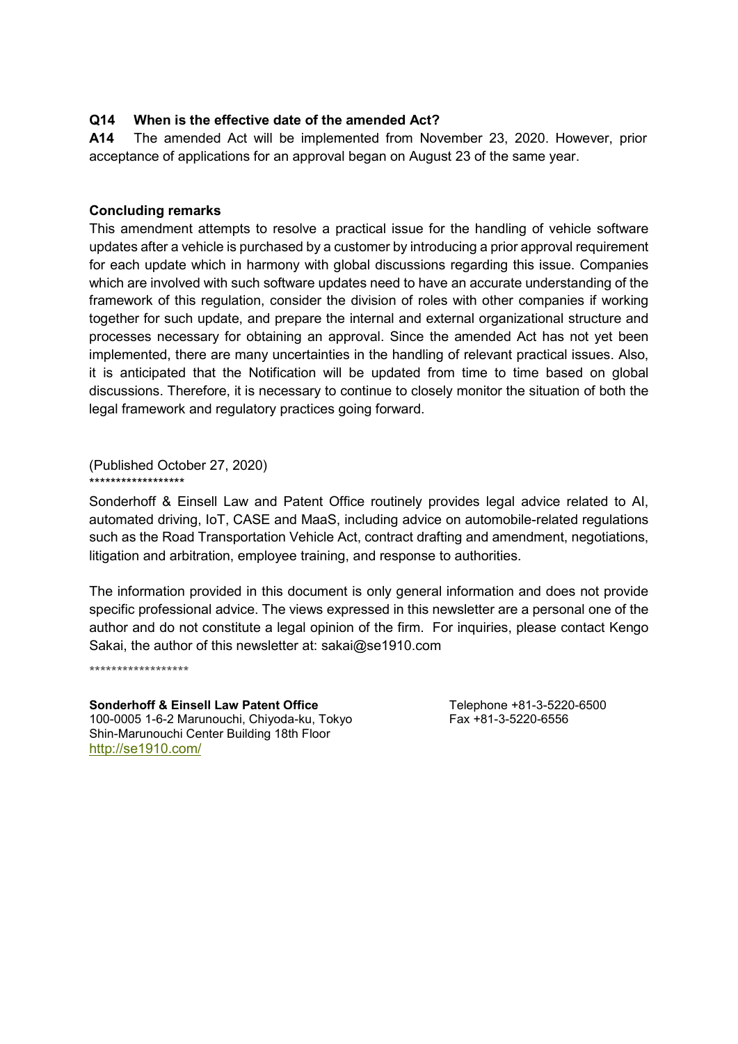**Q14 When is the effective date of the amended Act?**

**A14** The amended Act will be implemented from November 23, 2020. However, prior acceptance of applications for an approval began on August 23 of the same year.

**Concluding remarks**

This amendment attempts to resolve a practical issue for the handling of vehicle software updates after a vehicle is purchased by a customer by introducing a prior approval requirement for each update which in harmony with global discussions regarding this issue. Companies which are involved with such software updates need to have an accurate understanding of the framework of this regulation, consider the division of roles with other companies if working together for such update, and prepare the internal and external organizational structure and processes necessary for obtaining an approval. Since the amended Act has not yet been implemented, there are many uncertainties in the handling of relevant practical issues. Also, it is anticipated that the Notification will be updated from time to time based on global discussions. Therefore, it is necessary to continue to closely monitor the situation of both the legal framework and regulatory practices going forward.

(Published October 27, 2020)

******************

Sonderhoff & Einsell Law and Patent Office routinely provides legal advice related to AI, automated driving, IoT, CASE and MaaS, including advice on automobile-related regulations such as the Road Transportation Vehicle Act, contract drafting and amendment, negotiations, litigation and arbitration, employee training, and response to authorities.

The information provided in this document is only general information and does not provide specific professional advice. The views expressed in this newsletter are a personal one of the author and do not constitute a legal opinion of the firm. For inquiries, please contact Kengo Sakai, the author of this newsletter at: sakai@se1910.com

******************

**Sonderhoff & Einsell Law Patent Office**
100-0005 1-6-2 Marunouchi, Chiyoda-ku, Tokyo
Shin-Marunouchi Center Building 18th Floor
http://se1910.com/

Telephone +81-3-5220-6500
Fax +81-3-5220-6556